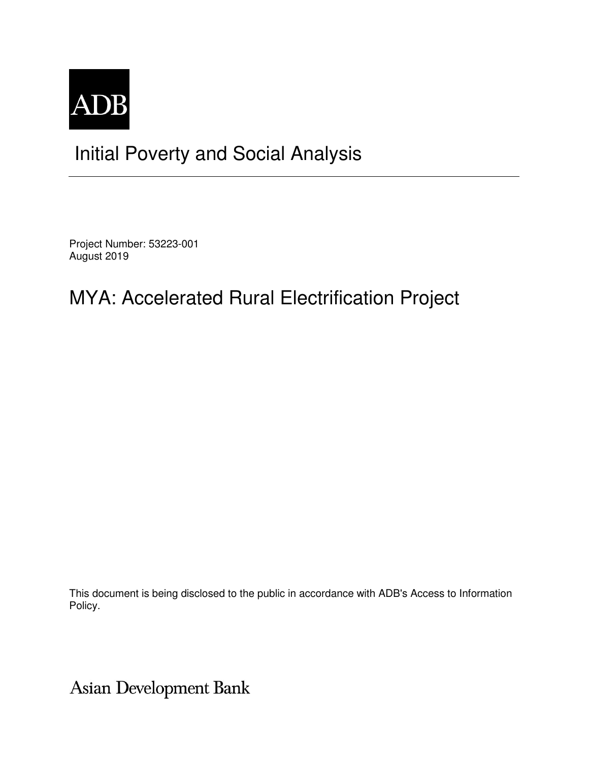ADB

# Initial Poverty and Social Analysis

Project Number: 53223-001
August 2019

# MYA: Accelerated Rural Electrification Project

This document is being disclosed to the public in accordance with ADB's Access to Information Policy.

Asian Development Bank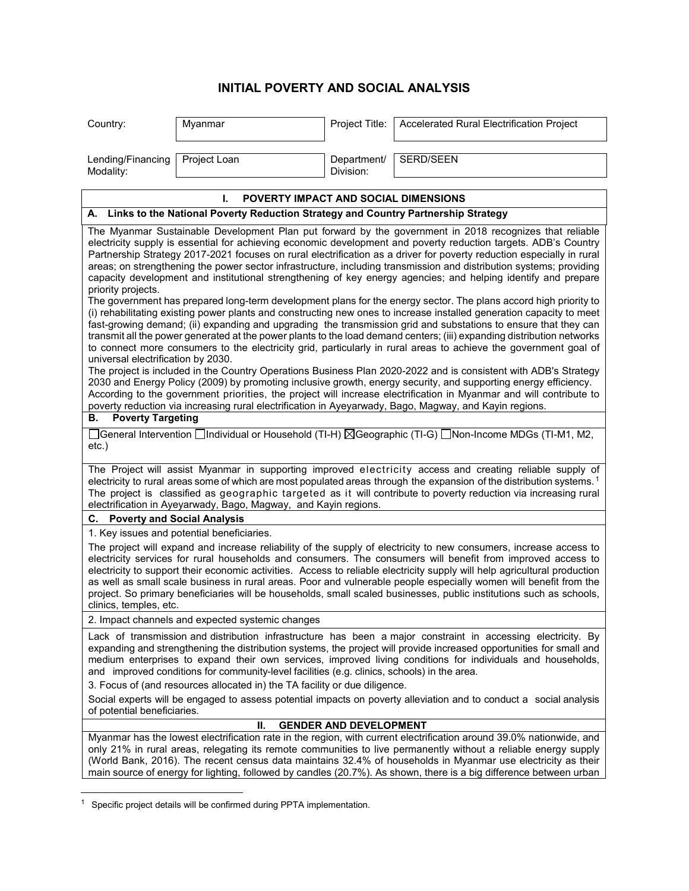# INITIAL POVERTY AND SOCIAL ANALYSIS

| Country: | Myanmar | Project Title: | Accelerated Rural Electrification Project |
|---|---|---|---|
| Lending/Financing Modality: | Project Loan | Department/ Division: | SERD/SEEN |

## I. POVERTY IMPACT AND SOCIAL DIMENSIONS

### A. Links to the National Poverty Reduction Strategy and Country Partnership Strategy

The Myanmar Sustainable Development Plan put forward by the government in 2018 recognizes that reliable electricity supply is essential for achieving economic development and poverty reduction targets. ADB's Country Partnership Strategy 2017-2021 focuses on rural electrification as a driver for poverty reduction especially in rural areas; on strengthening the power sector infrastructure, including transmission and distribution systems; providing capacity development and institutional strengthening of key energy agencies; and helping identify and prepare priority projects.

The government has prepared long-term development plans for the energy sector. The plans accord high priority to (i) rehabilitating existing power plants and constructing new ones to increase installed generation capacity to meet fast-growing demand; (ii) expanding and upgrading the transmission grid and substations to ensure that they can transmit all the power generated at the power plants to the load demand centers; (iii) expanding distribution networks to connect more consumers to the electricity grid, particularly in rural areas to achieve the government goal of universal electrification by 2030.

The project is included in the Country Operations Business Plan 2020-2022 and is consistent with ADB's Strategy 2030 and Energy Policy (2009) by promoting inclusive growth, energy security, and supporting energy efficiency.

According to the government priorities, the project will increase electrification in Myanmar and will contribute to poverty reduction via increasing rural electrification in Ayeyarwady, Bago, Magway, and Kayin regions.

### B. Poverty Targeting

☐General Intervention ☐Individual or Household (TI-H) ☒Geographic (TI-G) ☐Non-Income MDGs (TI-M1, M2, etc.)

The Project will assist Myanmar in supporting improved electricity access and creating reliable supply of electricity to rural areas some of which are most populated areas through the expansion of the distribution systems.[1] The project is classified as geographic targeted as it will contribute to poverty reduction via increasing rural electrification in Ayeyarwady, Bago, Magway, and Kayin regions.

### C. Poverty and Social Analysis

1. Key issues and potential beneficiaries.

The project will expand and increase reliability of the supply of electricity to new consumers, increase access to electricity services for rural households and consumers. The consumers will benefit from improved access to electricity to support their economic activities. Access to reliable electricity supply will help agricultural production as well as small scale business in rural areas. Poor and vulnerable people especially women will benefit from the project. So primary beneficiaries will be households, small scaled businesses, public institutions such as schools, clinics, temples, etc.

2. Impact channels and expected systemic changes

Lack of transmission and distribution infrastructure has been a major constraint in accessing electricity. By expanding and strengthening the distribution systems, the project will provide increased opportunities for small and medium enterprises to expand their own services, improved living conditions for individuals and households, and improved conditions for community-level facilities (e.g. clinics, schools) in the area.

3. Focus of (and resources allocated in) the TA facility or due diligence.

Social experts will be engaged to assess potential impacts on poverty alleviation and to conduct a social analysis of potential beneficiaries.

## II. GENDER AND DEVELOPMENT

Myanmar has the lowest electrification rate in the region, with current electrification around 39.0% nationwide, and only 21% in rural areas, relegating its remote communities to live permanently without a reliable energy supply (World Bank, 2016). The recent census data maintains 32.4% of households in Myanmar use electricity as their main source of energy for lighting, followed by candles (20.7%). As shown, there is a big difference between urban

[1] Specific project details will be confirmed during PPTA implementation.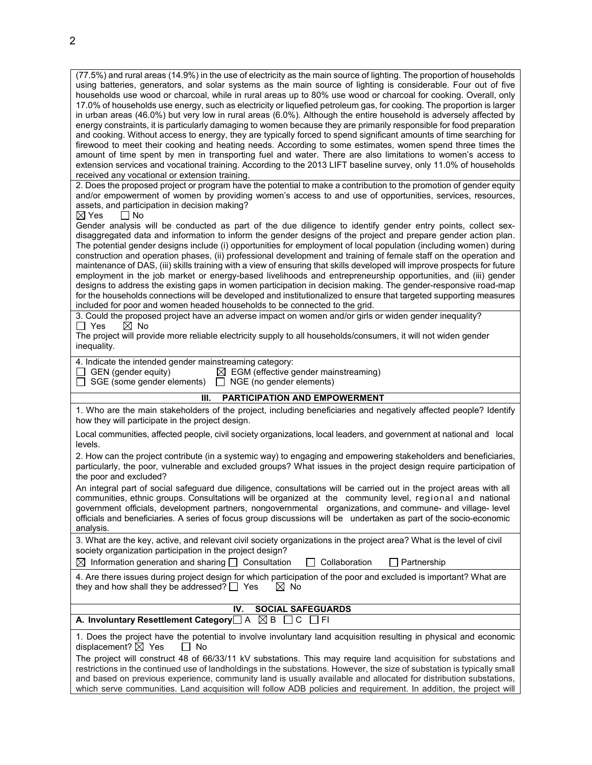(77.5%) and rural areas (14.9%) in the use of electricity as the main source of lighting. The proportion of households using batteries, generators, and solar systems as the main source of lighting is considerable. Four out of five households use wood or charcoal, while in rural areas up to 80% use wood or charcoal for cooking. Overall, only 17.0% of households use energy, such as electricity or liquefied petroleum gas, for cooking. The proportion is larger in urban areas (46.0%) but very low in rural areas (6.0%). Although the entire household is adversely affected by energy constraints, it is particularly damaging to women because they are primarily responsible for food preparation and cooking. Without access to energy, they are typically forced to spend significant amounts of time searching for firewood to meet their cooking and heating needs. According to some estimates, women spend three times the amount of time spent by men in transporting fuel and water. There are also limitations to women's access to extension services and vocational training. According to the 2013 LIFT baseline survey, only 11.0% of households received any vocational or extension training.

2. Does the proposed project or program have the potential to make a contribution to the promotion of gender equity and/or empowerment of women by providing women's access to and use of opportunities, services, resources, assets, and participation in decision making?

☒ Yes ☐ No

Gender analysis will be conducted as part of the due diligence to identify gender entry points, collect sex-disaggregated data and information to inform the gender designs of the project and prepare gender action plan. The potential gender designs include (i) opportunities for employment of local population (including women) during construction and operation phases, (ii) professional development and training of female staff on the operation and maintenance of DAS, (iii) skills training with a view of ensuring that skills developed will improve prospects for future employment in the job market or energy-based livelihoods and entrepreneurship opportunities, and (iii) gender designs to address the existing gaps in women participation in decision making. The gender-responsive road-map for the households connections will be developed and institutionalized to ensure that targeted supporting measures included for poor and women headed households to be connected to the grid.

3. Could the proposed project have an adverse impact on women and/or girls or widen gender inequality?

☐ Yes ☒ No

The project will provide more reliable electricity supply to all households/consumers, it will not widen gender inequality.

4. Indicate the intended gender mainstreaming category:

☐ GEN (gender equity) ☒ EGM (effective gender mainstreaming)
☐ SGE (some gender elements) ☐ NGE (no gender elements)

## III. PARTICIPATION AND EMPOWERMENT

1. Who are the main stakeholders of the project, including beneficiaries and negatively affected people? Identify how they will participate in the project design.

Local communities, affected people, civil society organizations, local leaders, and government at national and local levels.

2. How can the project contribute (in a systemic way) to engaging and empowering stakeholders and beneficiaries, particularly, the poor, vulnerable and excluded groups? What issues in the project design require participation of the poor and excluded?

An integral part of social safeguard due diligence, consultations will be carried out in the project areas with all communities, ethnic groups. Consultations will be organized at the community level, regional and national government officials, development partners, nongovernmental organizations, and commune- and village- level officials and beneficiaries. A series of focus group discussions will be undertaken as part of the socio-economic analysis.

3. What are the key, active, and relevant civil society organizations in the project area? What is the level of civil society organization participation in the project design?

☒ Information generation and sharing ☐ Consultation ☐ Collaboration ☐ Partnership

4. Are there issues during project design for which participation of the poor and excluded is important? What are they and how shall they be addressed? ☐ Yes ☒ No

## IV. SOCIAL SAFEGUARDS

**A. Involuntary Resettlement Category** ☐ A ☒ B ☐ C ☐ FI

1. Does the project have the potential to involve involuntary land acquisition resulting in physical and economic displacement? ☒ Yes ☐ No

The project will construct 48 of 66/33/11 kV substations. This may require land acquisition for substations and restrictions in the continued use of landholdings in the substations. However, the size of substation is typically small and based on previous experience, community land is usually available and allocated for distribution substations, which serve communities. Land acquisition will follow ADB policies and requirement. In addition, the project will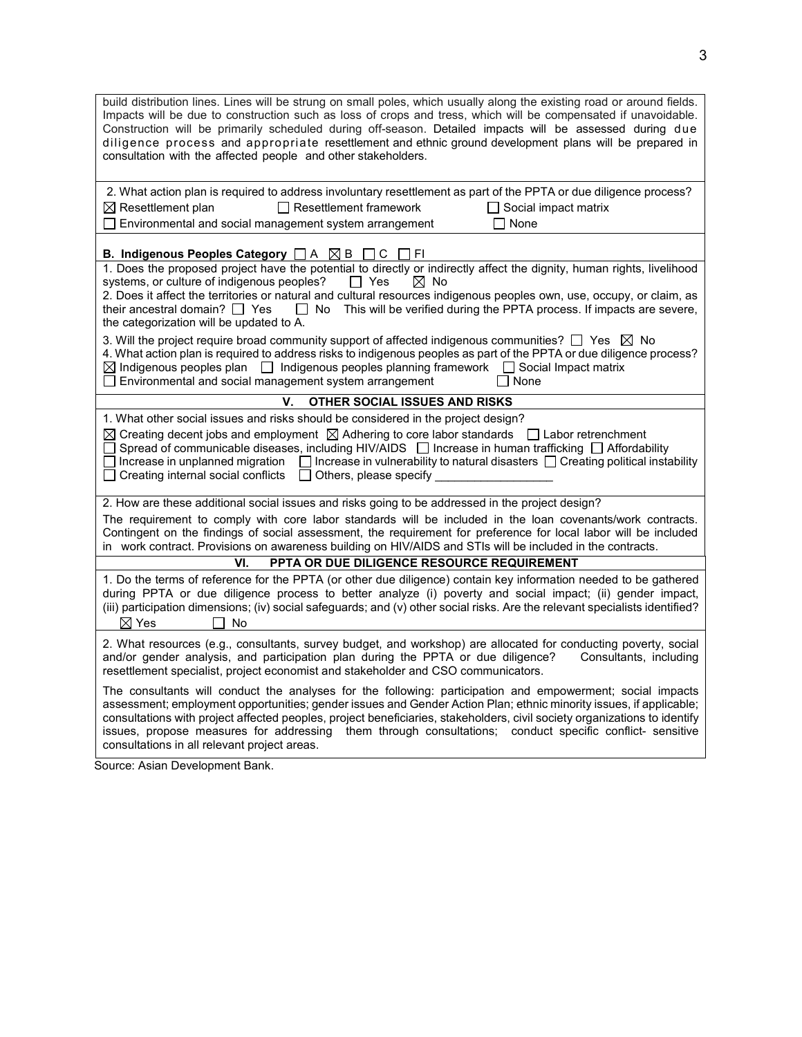build distribution lines. Lines will be strung on small poles, which usually along the existing road or around fields. Impacts will be due to construction such as loss of crops and tress, which will be compensated if unavoidable. Construction will be primarily scheduled during off-season. Detailed impacts will be assessed during due diligence process and appropriate resettlement and ethnic ground development plans will be prepared in consultation with the affected people and other stakeholders.

2. What action plan is required to address involuntary resettlement as part of the PPTA or due diligence process?

☒ Resettlement plan ☐ Resettlement framework ☐ Social impact matrix
☐ Environmental and social management system arrangement ☐ None

**B. Indigenous Peoples Category** ☐ A ☒ B ☐ C ☐ FI

1. Does the proposed project have the potential to directly or indirectly affect the dignity, human rights, livelihood systems, or culture of indigenous peoples? ☐ Yes ☒ No

2. Does it affect the territories or natural and cultural resources indigenous peoples own, use, occupy, or claim, as their ancestral domain? ☐ Yes ☐ No This will be verified during the PPTA process. If impacts are severe, the categorization will be updated to A.

3. Will the project require broad community support of affected indigenous communities? ☐ Yes ☒ No

4. What action plan is required to address risks to indigenous peoples as part of the PPTA or due diligence process?

☒ Indigenous peoples plan ☐ Indigenous peoples planning framework ☐ Social Impact matrix
☐ Environmental and social management system arrangement ☐ None

## V. OTHER SOCIAL ISSUES AND RISKS

1. What other social issues and risks should be considered in the project design?

☒ Creating decent jobs and employment ☒ Adhering to core labor standards ☐ Labor retrenchment
☐ Spread of communicable diseases, including HIV/AIDS ☐ Increase in human trafficking ☐ Affordability
☐ Increase in unplanned migration ☐ Increase in vulnerability to natural disasters ☐ Creating political instability
☐ Creating internal social conflicts ☐ Others, please specify ___________________

2. How are these additional social issues and risks going to be addressed in the project design?

The requirement to comply with core labor standards will be included in the loan covenants/work contracts. Contingent on the findings of social assessment, the requirement for preference for local labor will be included in work contract. Provisions on awareness building on HIV/AIDS and STIs will be included in the contracts.

## VI. PPTA OR DUE DILIGENCE RESOURCE REQUIREMENT

1. Do the terms of reference for the PPTA (or other due diligence) contain key information needed to be gathered during PPTA or due diligence process to better analyze (i) poverty and social impact; (ii) gender impact, (iii) participation dimensions; (iv) social safeguards; and (v) other social risks. Are the relevant specialists identified?

☒ Yes ☐ No

2. What resources (e.g., consultants, survey budget, and workshop) are allocated for conducting poverty, social and/or gender analysis, and participation plan during the PPTA or due diligence? Consultants, including resettlement specialist, project economist and stakeholder and CSO communicators.

The consultants will conduct the analyses for the following: participation and empowerment; social impacts assessment; employment opportunities; gender issues and Gender Action Plan; ethnic minority issues, if applicable; consultations with project affected peoples, project beneficiaries, stakeholders, civil society organizations to identify issues, propose measures for addressing them through consultations; conduct specific conflict- sensitive consultations in all relevant project areas.

Source: Asian Development Bank.